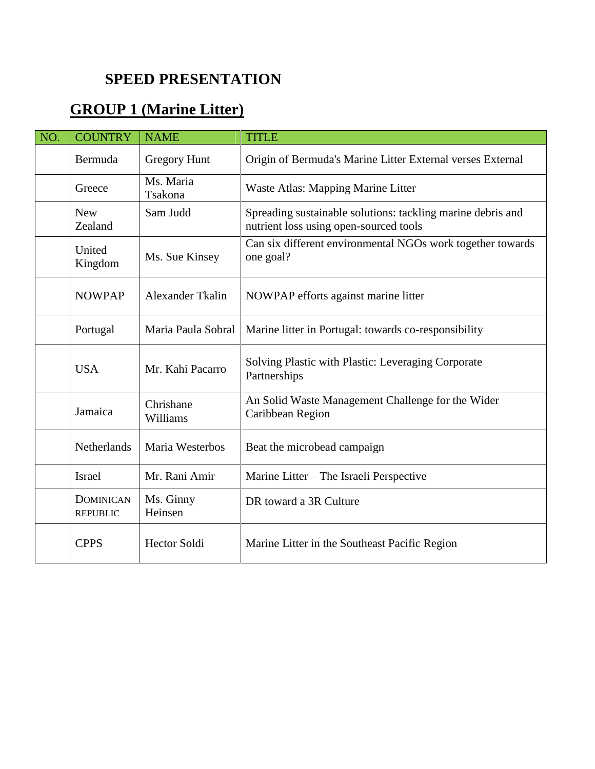# SPEED PRESENTATION

## GROUP 1 (Marine Litter)

| NO. | COUNTRY | NAME | TITLE |
|---|---|---|---|
| | Bermuda | Gregory Hunt | Origin of Bermuda's Marine Litter External verses External |
| | Greece | Ms. Maria Tsakona | Waste Atlas: Mapping Marine Litter |
| | New Zealand | Sam Judd | Spreading sustainable solutions: tackling marine debris and nutrient loss using open-sourced tools |
| | United Kingdom | Ms. Sue Kinsey | Can six different environmental NGOs work together towards one goal? |
| | NOWPAP | Alexander Tkalin | NOWPAP efforts against marine litter |
| | Portugal | Maria Paula Sobral | Marine litter in Portugal: towards co-responsibility |
| | USA | Mr. Kahi Pacarro | Solving Plastic with Plastic: Leveraging Corporate Partnerships |
| | Jamaica | Chrishane Williams | An Solid Waste Management Challenge for the Wider Caribbean Region |
| | Netherlands | Maria Westerbos | Beat the microbead campaign |
| | Israel | Mr. Rani Amir | Marine Litter – The Israeli Perspective |
| | DOMINICAN REPUBLIC | Ms. Ginny Heinsen | DR toward a 3R Culture |
| | CPPS | Hector Soldi | Marine Litter in the Southeast Pacific Region |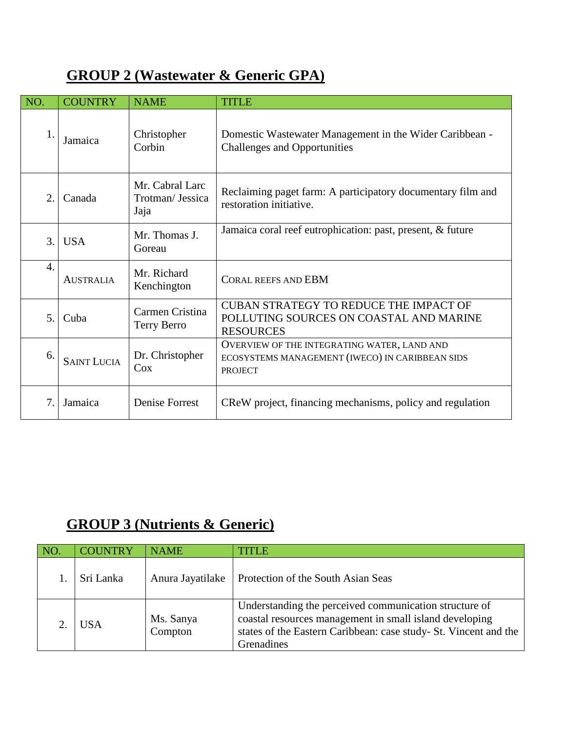## GROUP 2 (Wastewater & Generic GPA)

| NO. | COUNTRY | NAME | TITLE |
|---|---|---|---|
| 1. | Jamaica | Christopher Corbin | Domestic Wastewater Management in the Wider Caribbean - Challenges and Opportunities |
| 2. | Canada | Mr. Cabral Larc Trotman/ Jessica Jaja | Reclaiming paget farm: A participatory documentary film and restoration initiative. |
| 3. | USA | Mr. Thomas J. Goreau | Jamaica coral reef eutrophication: past, present, & future |
| 4. | AUSTRALIA | Mr. Richard Kenchington | CORAL REEFS AND EBM |
| 5. | Cuba | Carmen Cristina Terry Berro | CUBAN STRATEGY TO REDUCE THE IMPACT OF POLLUTING SOURCES ON COASTAL AND MARINE RESOURCES |
| 6. | SAINT LUCIA | Dr. Christopher Cox | OVERVIEW OF THE INTEGRATING WATER, LAND AND ECOSYSTEMS MANAGEMENT (IWECO) IN CARIBBEAN SIDS PROJECT |
| 7. | Jamaica | Denise Forrest | CReW project, financing mechanisms, policy and regulation |

## GROUP 3 (Nutrients & Generic)

| NO. | COUNTRY | NAME | TITLE |
|---|---|---|---|
| 1. | Sri Lanka | Anura Jayatilake | Protection of the South Asian Seas |
| 2. | USA | Ms. Sanya Compton | Understanding the perceived communication structure of coastal resources management in small island developing states of the Eastern Caribbean: case study- St. Vincent and the Grenadines |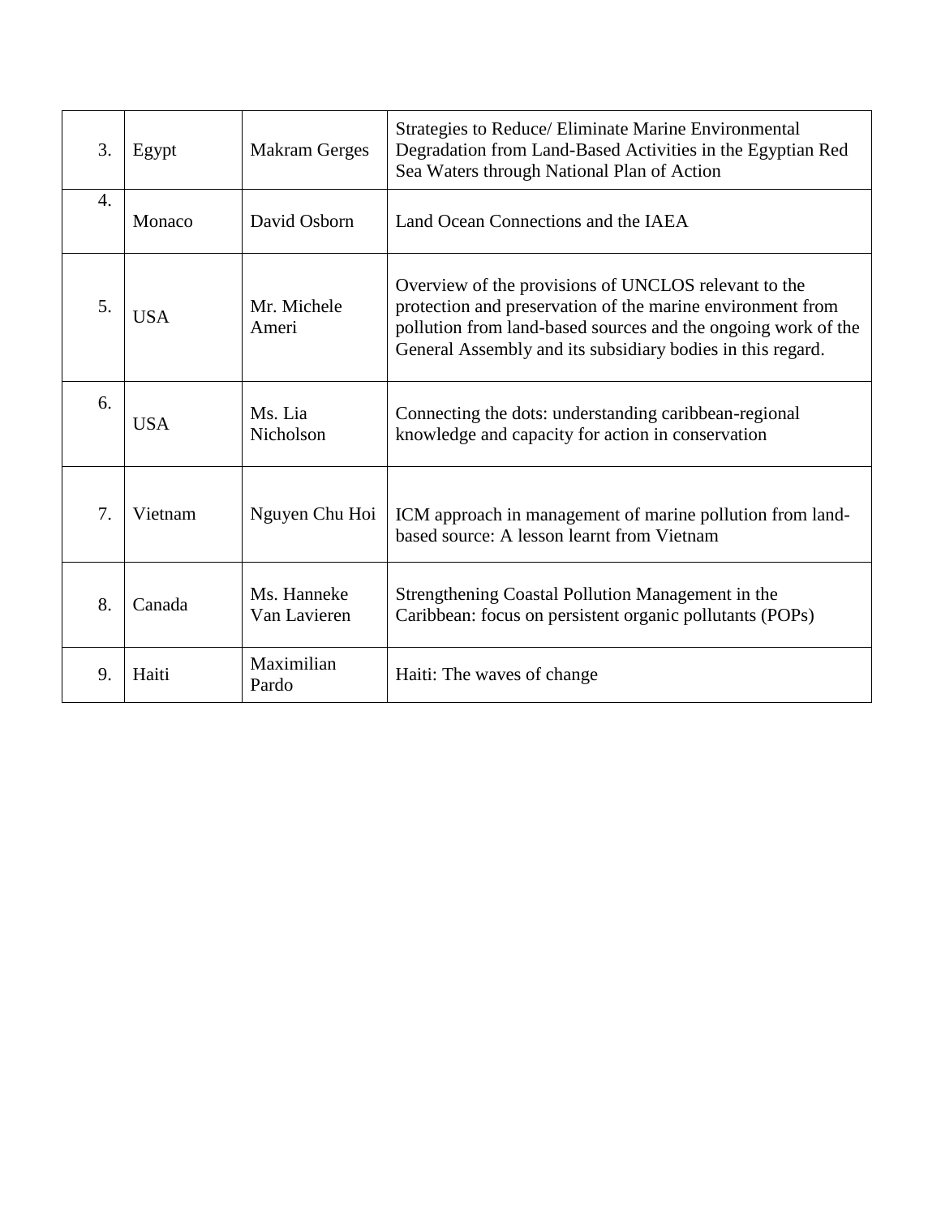| | | | |
|---|---|---|---|
| 3. | Egypt | Makram Gerges | Strategies to Reduce/ Eliminate Marine Environmental Degradation from Land-Based Activities in the Egyptian Red Sea Waters through National Plan of Action |
| 4. | Monaco | David Osborn | Land Ocean Connections and the IAEA |
| 5. | USA | Mr. Michele Ameri | Overview of the provisions of UNCLOS relevant to the protection and preservation of the marine environment from pollution from land-based sources and the ongoing work of the General Assembly and its subsidiary bodies in this regard. |
| 6. | USA | Ms. Lia Nicholson | Connecting the dots: understanding caribbean-regional knowledge and capacity for action in conservation |
| 7. | Vietnam | Nguyen Chu Hoi | ICM approach in management of marine pollution from land-based source: A lesson learnt from Vietnam |
| 8. | Canada | Ms. Hanneke Van Lavieren | Strengthening Coastal Pollution Management in the Caribbean: focus on persistent organic pollutants (POPs) |
| 9. | Haiti | Maximilian Pardo | Haiti: The waves of change |